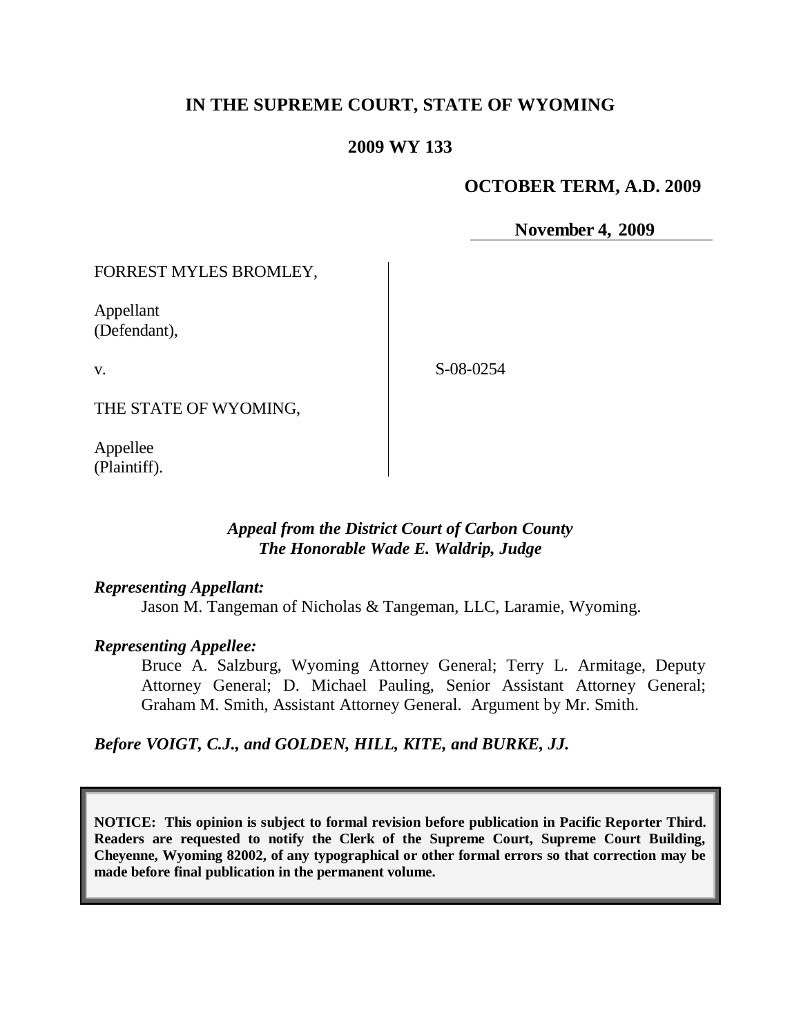# IN THE SUPREME COURT, STATE OF WYOMING

## 2009 WY 133

**OCTOBER TERM, A.D. 2009**

**November 4, 2009**

| | |
|---|---|
| FORREST MYLES BROMLEY,<br><br>Appellant<br>(Defendant),<br><br>v.<br><br>THE STATE OF WYOMING,<br><br>Appellee<br>(Plaintiff). | S-08-0254 |

***Appeal from the District Court of Carbon County***
***The Honorable Wade E. Waldrip, Judge***

***Representing Appellant:***

Jason M. Tangeman of Nicholas & Tangeman, LLC, Laramie, Wyoming.

***Representing Appellee:***

Bruce A. Salzburg, Wyoming Attorney General; Terry L. Armitage, Deputy Attorney General; D. Michael Pauling, Senior Assistant Attorney General; Graham M. Smith, Assistant Attorney General. Argument by Mr. Smith.

***Before VOIGT, C.J., and GOLDEN, HILL, KITE, and BURKE, JJ.***

**NOTICE: This opinion is subject to formal revision before publication in Pacific Reporter Third. Readers are requested to notify the Clerk of the Supreme Court, Supreme Court Building, Cheyenne, Wyoming 82002, of any typographical or other formal errors so that correction may be made before final publication in the permanent volume.**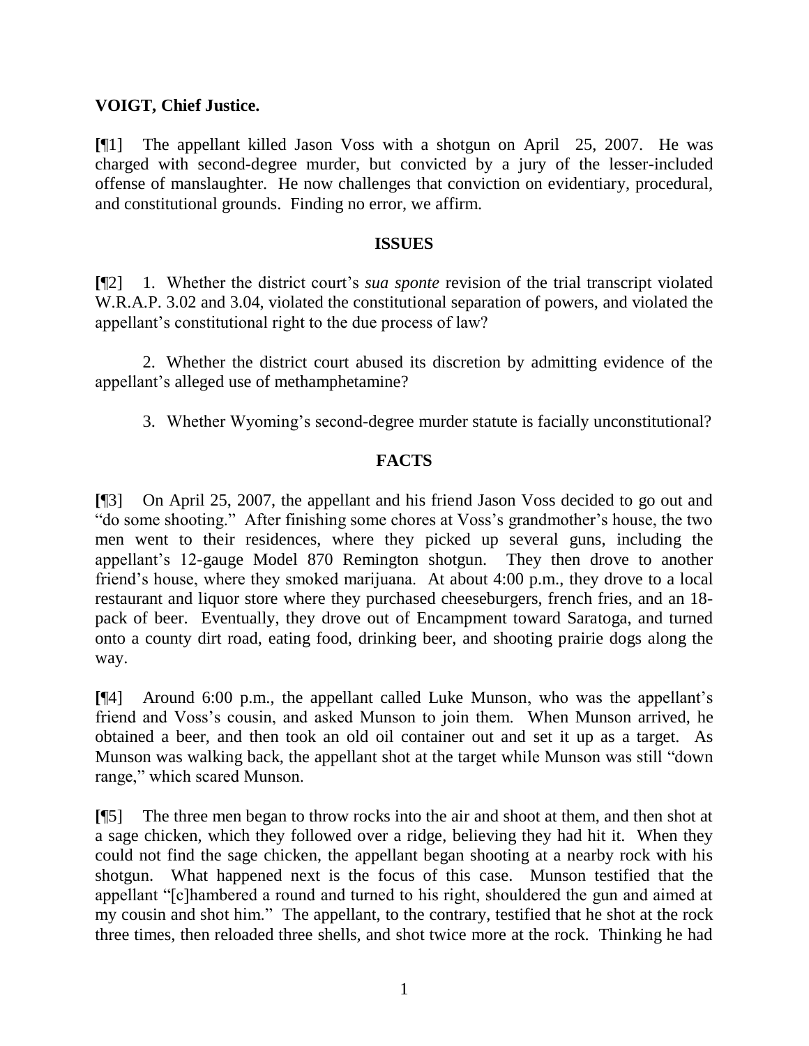**VOIGT, Chief Justice.**

**[**¶1] The appellant killed Jason Voss with a shotgun on April 25, 2007. He was charged with second-degree murder, but convicted by a jury of the lesser-included offense of manslaughter. He now challenges that conviction on evidentiary, procedural, and constitutional grounds. Finding no error, we affirm.

## ISSUES

**[**¶2] 1. Whether the district court's *sua sponte* revision of the trial transcript violated W.R.A.P. 3.02 and 3.04, violated the constitutional separation of powers, and violated the appellant's constitutional right to the due process of law?

2. Whether the district court abused its discretion by admitting evidence of the appellant's alleged use of methamphetamine?

3. Whether Wyoming's second-degree murder statute is facially unconstitutional?

## FACTS

**[**¶3] On April 25, 2007, the appellant and his friend Jason Voss decided to go out and "do some shooting." After finishing some chores at Voss's grandmother's house, the two men went to their residences, where they picked up several guns, including the appellant's 12-gauge Model 870 Remington shotgun. They then drove to another friend's house, where they smoked marijuana. At about 4:00 p.m., they drove to a local restaurant and liquor store where they purchased cheeseburgers, french fries, and an 18-pack of beer. Eventually, they drove out of Encampment toward Saratoga, and turned onto a county dirt road, eating food, drinking beer, and shooting prairie dogs along the way.

**[**¶4] Around 6:00 p.m., the appellant called Luke Munson, who was the appellant's friend and Voss's cousin, and asked Munson to join them. When Munson arrived, he obtained a beer, and then took an old oil container out and set it up as a target. As Munson was walking back, the appellant shot at the target while Munson was still "down range," which scared Munson.

**[**¶5] The three men began to throw rocks into the air and shoot at them, and then shot at a sage chicken, which they followed over a ridge, believing they had hit it. When they could not find the sage chicken, the appellant began shooting at a nearby rock with his shotgun. What happened next is the focus of this case. Munson testified that the appellant "[c]hambered a round and turned to his right, shouldered the gun and aimed at my cousin and shot him." The appellant, to the contrary, testified that he shot at the rock three times, then reloaded three shells, and shot twice more at the rock. Thinking he had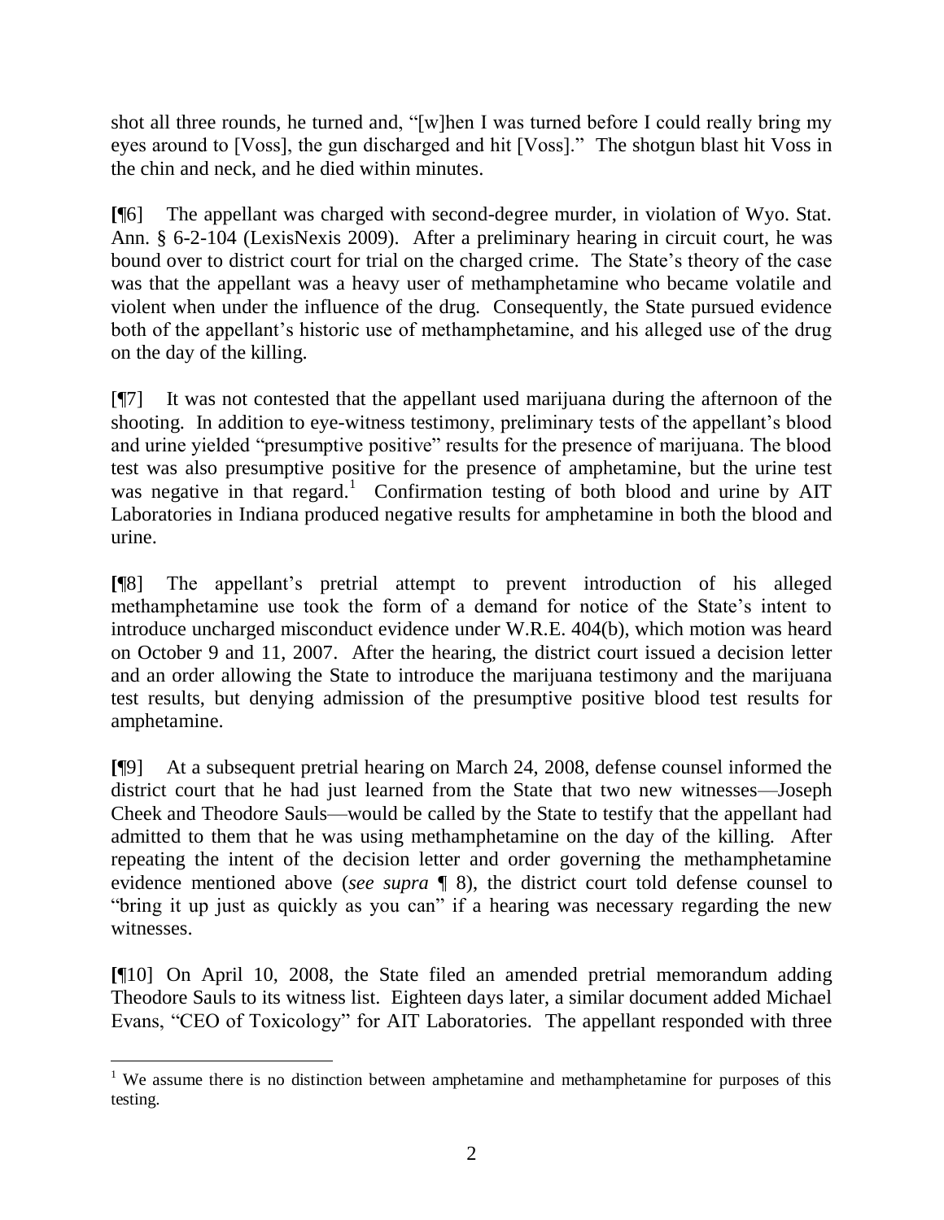shot all three rounds, he turned and, "[w]hen I was turned before I could really bring my eyes around to [Voss], the gun discharged and hit [Voss]." The shotgun blast hit Voss in the chin and neck, and he died within minutes.

[¶6] The appellant was charged with second-degree murder, in violation of Wyo. Stat. Ann. § 6-2-104 (LexisNexis 2009). After a preliminary hearing in circuit court, he was bound over to district court for trial on the charged crime. The State's theory of the case was that the appellant was a heavy user of methamphetamine who became volatile and violent when under the influence of the drug. Consequently, the State pursued evidence both of the appellant's historic use of methamphetamine, and his alleged use of the drug on the day of the killing.

[¶7] It was not contested that the appellant used marijuana during the afternoon of the shooting. In addition to eye-witness testimony, preliminary tests of the appellant's blood and urine yielded "presumptive positive" results for the presence of marijuana. The blood test was also presumptive positive for the presence of amphetamine, but the urine test was negative in that regard.[1] Confirmation testing of both blood and urine by AIT Laboratories in Indiana produced negative results for amphetamine in both the blood and urine.

[¶8] The appellant's pretrial attempt to prevent introduction of his alleged methamphetamine use took the form of a demand for notice of the State's intent to introduce uncharged misconduct evidence under W.R.E. 404(b), which motion was heard on October 9 and 11, 2007. After the hearing, the district court issued a decision letter and an order allowing the State to introduce the marijuana testimony and the marijuana test results, but denying admission of the presumptive positive blood test results for amphetamine.

[¶9] At a subsequent pretrial hearing on March 24, 2008, defense counsel informed the district court that he had just learned from the State that two new witnesses—Joseph Cheek and Theodore Sauls—would be called by the State to testify that the appellant had admitted to them that he was using methamphetamine on the day of the killing. After repeating the intent of the decision letter and order governing the methamphetamine evidence mentioned above (*see supra* ¶ 8), the district court told defense counsel to "bring it up just as quickly as you can" if a hearing was necessary regarding the new witnesses.

[¶10] On April 10, 2008, the State filed an amended pretrial memorandum adding Theodore Sauls to its witness list. Eighteen days later, a similar document added Michael Evans, "CEO of Toxicology" for AIT Laboratories. The appellant responded with three

---

[1] We assume there is no distinction between amphetamine and methamphetamine for purposes of this testing.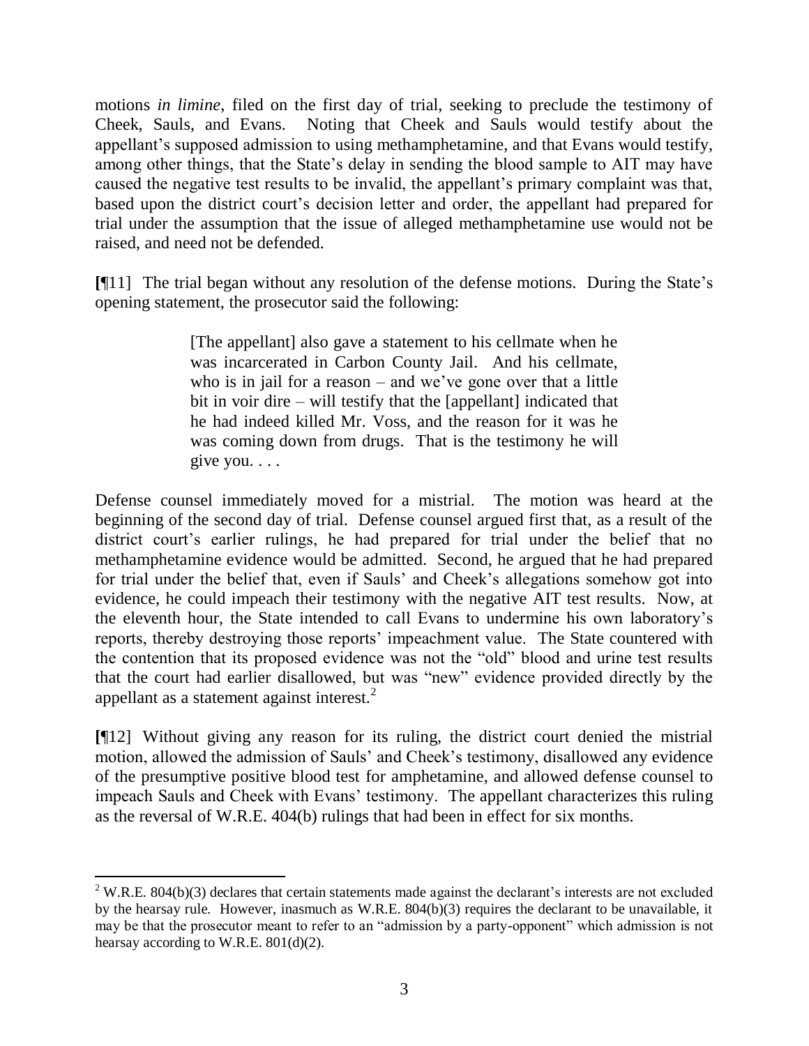motions *in limine*, filed on the first day of trial, seeking to preclude the testimony of Cheek, Sauls, and Evans. Noting that Cheek and Sauls would testify about the appellant's supposed admission to using methamphetamine, and that Evans would testify, among other things, that the State's delay in sending the blood sample to AIT may have caused the negative test results to be invalid, the appellant's primary complaint was that, based upon the district court's decision letter and order, the appellant had prepared for trial under the assumption that the issue of alleged methamphetamine use would not be raised, and need not be defended.

**[**¶11] The trial began without any resolution of the defense motions. During the State's opening statement, the prosecutor said the following:

> [The appellant] also gave a statement to his cellmate when he was incarcerated in Carbon County Jail. And his cellmate, who is in jail for a reason – and we've gone over that a little bit in voir dire – will testify that the [appellant] indicated that he had indeed killed Mr. Voss, and the reason for it was he was coming down from drugs. That is the testimony he will give you. . . .

Defense counsel immediately moved for a mistrial. The motion was heard at the beginning of the second day of trial. Defense counsel argued first that, as a result of the district court's earlier rulings, he had prepared for trial under the belief that no methamphetamine evidence would be admitted. Second, he argued that he had prepared for trial under the belief that, even if Sauls' and Cheek's allegations somehow got into evidence, he could impeach their testimony with the negative AIT test results. Now, at the eleventh hour, the State intended to call Evans to undermine his own laboratory's reports, thereby destroying those reports' impeachment value. The State countered with the contention that its proposed evidence was not the "old" blood and urine test results that the court had earlier disallowed, but was "new" evidence provided directly by the appellant as a statement against interest.[2]

**[**¶12] Without giving any reason for its ruling, the district court denied the mistrial motion, allowed the admission of Sauls' and Cheek's testimony, disallowed any evidence of the presumptive positive blood test for amphetamine, and allowed defense counsel to impeach Sauls and Cheek with Evans' testimony. The appellant characterizes this ruling as the reversal of W.R.E. 404(b) rulings that had been in effect for six months.

---

[2] W.R.E. 804(b)(3) declares that certain statements made against the declarant's interests are not excluded by the hearsay rule. However, inasmuch as W.R.E. 804(b)(3) requires the declarant to be unavailable, it may be that the prosecutor meant to refer to an "admission by a party-opponent" which admission is not hearsay according to W.R.E. 801(d)(2).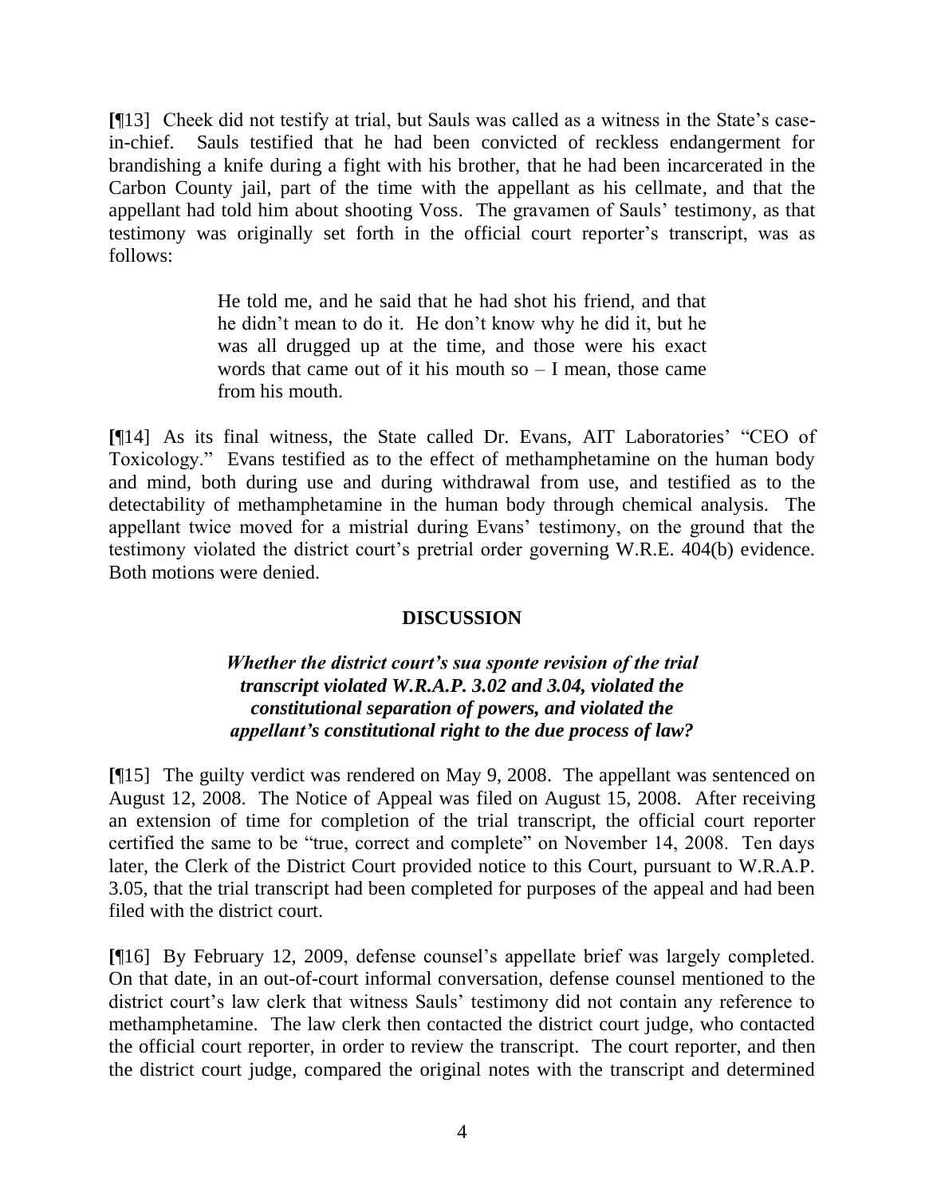**[**¶13] Cheek did not testify at trial, but Sauls was called as a witness in the State's case-in-chief. Sauls testified that he had been convicted of reckless endangerment for brandishing a knife during a fight with his brother, that he had been incarcerated in the Carbon County jail, part of the time with the appellant as his cellmate, and that the appellant had told him about shooting Voss. The gravamen of Sauls' testimony, as that testimony was originally set forth in the official court reporter's transcript, was as follows:

> He told me, and he said that he had shot his friend, and that he didn't mean to do it. He don't know why he did it, but he was all drugged up at the time, and those were his exact words that came out of it his mouth so – I mean, those came from his mouth.

**[**¶14] As its final witness, the State called Dr. Evans, AIT Laboratories' "CEO of Toxicology." Evans testified as to the effect of methamphetamine on the human body and mind, both during use and during withdrawal from use, and testified as to the detectability of methamphetamine in the human body through chemical analysis. The appellant twice moved for a mistrial during Evans' testimony, on the ground that the testimony violated the district court's pretrial order governing W.R.E. 404(b) evidence. Both motions were denied.

## DISCUSSION

### *Whether the district court's sua sponte revision of the trial transcript violated W.R.A.P. 3.02 and 3.04, violated the constitutional separation of powers, and violated the appellant's constitutional right to the due process of law?*

**[**¶15] The guilty verdict was rendered on May 9, 2008. The appellant was sentenced on August 12, 2008. The Notice of Appeal was filed on August 15, 2008. After receiving an extension of time for completion of the trial transcript, the official court reporter certified the same to be "true, correct and complete" on November 14, 2008. Ten days later, the Clerk of the District Court provided notice to this Court, pursuant to W.R.A.P. 3.05, that the trial transcript had been completed for purposes of the appeal and had been filed with the district court.

**[**¶16] By February 12, 2009, defense counsel's appellate brief was largely completed. On that date, in an out-of-court informal conversation, defense counsel mentioned to the district court's law clerk that witness Sauls' testimony did not contain any reference to methamphetamine. The law clerk then contacted the district court judge, who contacted the official court reporter, in order to review the transcript. The court reporter, and then the district court judge, compared the original notes with the transcript and determined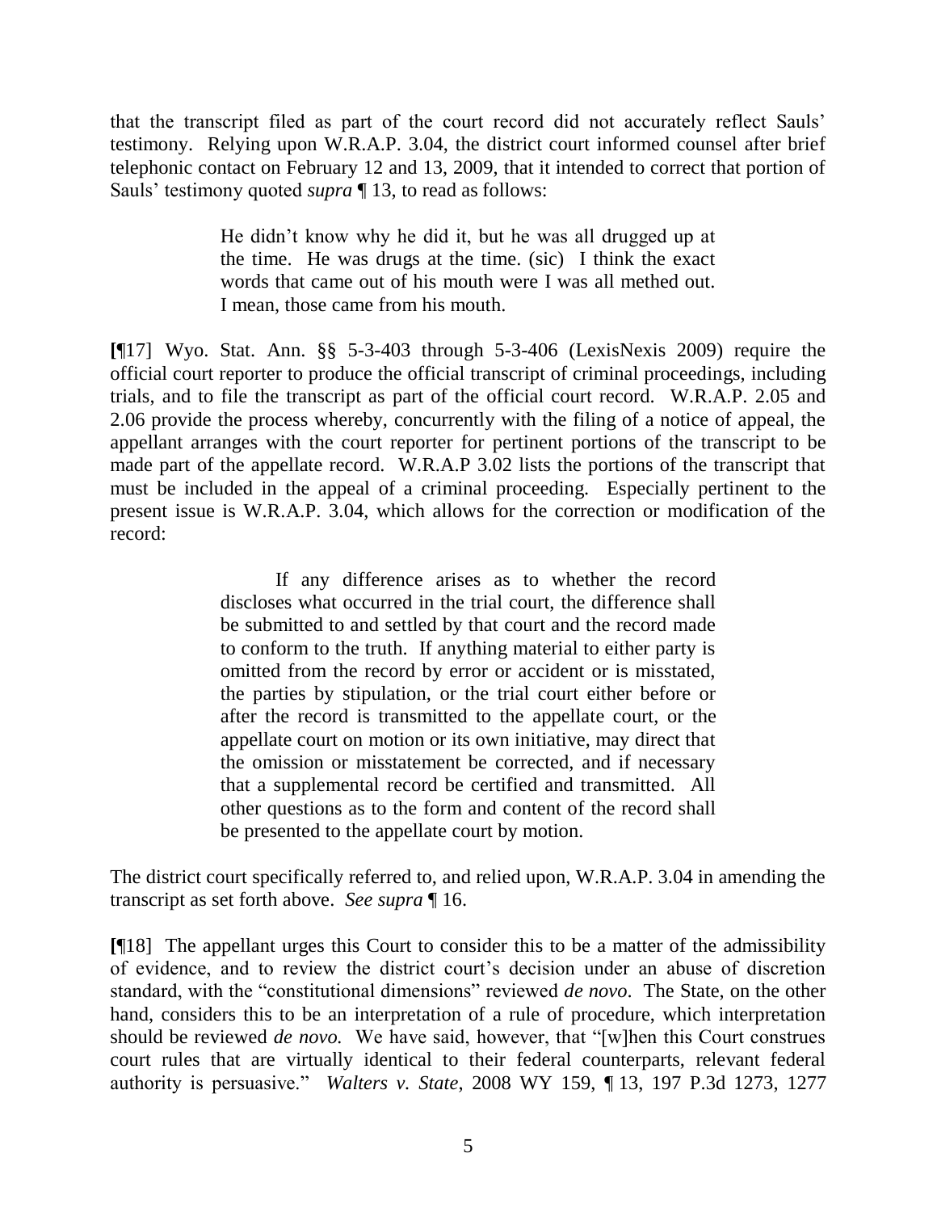that the transcript filed as part of the court record did not accurately reflect Sauls' testimony. Relying upon W.R.A.P. 3.04, the district court informed counsel after brief telephonic contact on February 12 and 13, 2009, that it intended to correct that portion of Sauls' testimony quoted *supra* ¶ 13, to read as follows:

> He didn't know why he did it, but he was all drugged up at the time. He was drugs at the time. (sic) I think the exact words that came out of his mouth were I was all methed out. I mean, those came from his mouth.

**[**¶17] Wyo. Stat. Ann. §§ 5-3-403 through 5-3-406 (LexisNexis 2009) require the official court reporter to produce the official transcript of criminal proceedings, including trials, and to file the transcript as part of the official court record. W.R.A.P. 2.05 and 2.06 provide the process whereby, concurrently with the filing of a notice of appeal, the appellant arranges with the court reporter for pertinent portions of the transcript to be made part of the appellate record. W.R.A.P 3.02 lists the portions of the transcript that must be included in the appeal of a criminal proceeding. Especially pertinent to the present issue is W.R.A.P. 3.04, which allows for the correction or modification of the record:

> If any difference arises as to whether the record discloses what occurred in the trial court, the difference shall be submitted to and settled by that court and the record made to conform to the truth. If anything material to either party is omitted from the record by error or accident or is misstated, the parties by stipulation, or the trial court either before or after the record is transmitted to the appellate court, or the appellate court on motion or its own initiative, may direct that the omission or misstatement be corrected, and if necessary that a supplemental record be certified and transmitted. All other questions as to the form and content of the record shall be presented to the appellate court by motion.

The district court specifically referred to, and relied upon, W.R.A.P. 3.04 in amending the transcript as set forth above. *See supra* ¶ 16.

**[**¶18] The appellant urges this Court to consider this to be a matter of the admissibility of evidence, and to review the district court's decision under an abuse of discretion standard, with the "constitutional dimensions" reviewed *de novo*. The State, on the other hand, considers this to be an interpretation of a rule of procedure, which interpretation should be reviewed *de novo.* We have said, however, that "[w]hen this Court construes court rules that are virtually identical to their federal counterparts, relevant federal authority is persuasive." *Walters v. State*, 2008 WY 159, ¶ 13, 197 P.3d 1273, 1277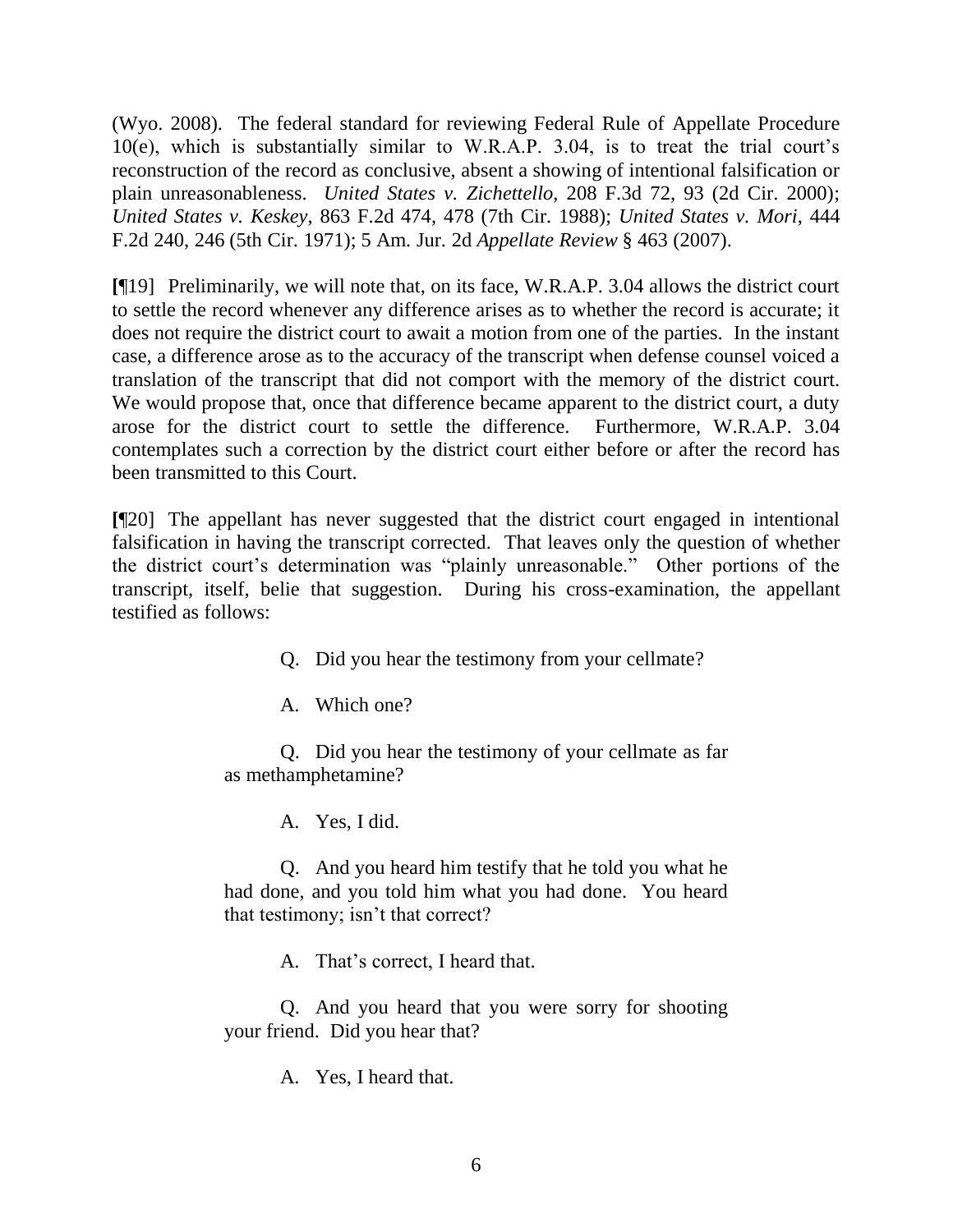(Wyo. 2008). The federal standard for reviewing Federal Rule of Appellate Procedure 10(e), which is substantially similar to W.R.A.P. 3.04, is to treat the trial court's reconstruction of the record as conclusive, absent a showing of intentional falsification or plain unreasonableness. *United States v. Zichettello*, 208 F.3d 72, 93 (2d Cir. 2000); *United States v. Keskey*, 863 F.2d 474, 478 (7th Cir. 1988); *United States v. Mori*, 444 F.2d 240, 246 (5th Cir. 1971); 5 Am. Jur. 2d *Appellate Review* § 463 (2007).

**[**¶19] Preliminarily, we will note that, on its face, W.R.A.P. 3.04 allows the district court to settle the record whenever any difference arises as to whether the record is accurate; it does not require the district court to await a motion from one of the parties. In the instant case, a difference arose as to the accuracy of the transcript when defense counsel voiced a translation of the transcript that did not comport with the memory of the district court. We would propose that, once that difference became apparent to the district court, a duty arose for the district court to settle the difference. Furthermore, W.R.A.P. 3.04 contemplates such a correction by the district court either before or after the record has been transmitted to this Court.

**[**¶20] The appellant has never suggested that the district court engaged in intentional falsification in having the transcript corrected. That leaves only the question of whether the district court's determination was "plainly unreasonable." Other portions of the transcript, itself, belie that suggestion. During his cross-examination, the appellant testified as follows:

> Q. Did you hear the testimony from your cellmate?
>
> A. Which one?
>
> Q. Did you hear the testimony of your cellmate as far as methamphetamine?
>
> A. Yes, I did.
>
> Q. And you heard him testify that he told you what he had done, and you told him what you had done. You heard that testimony; isn't that correct?
>
> A. That's correct, I heard that.
>
> Q. And you heard that you were sorry for shooting your friend. Did you hear that?
>
> A. Yes, I heard that.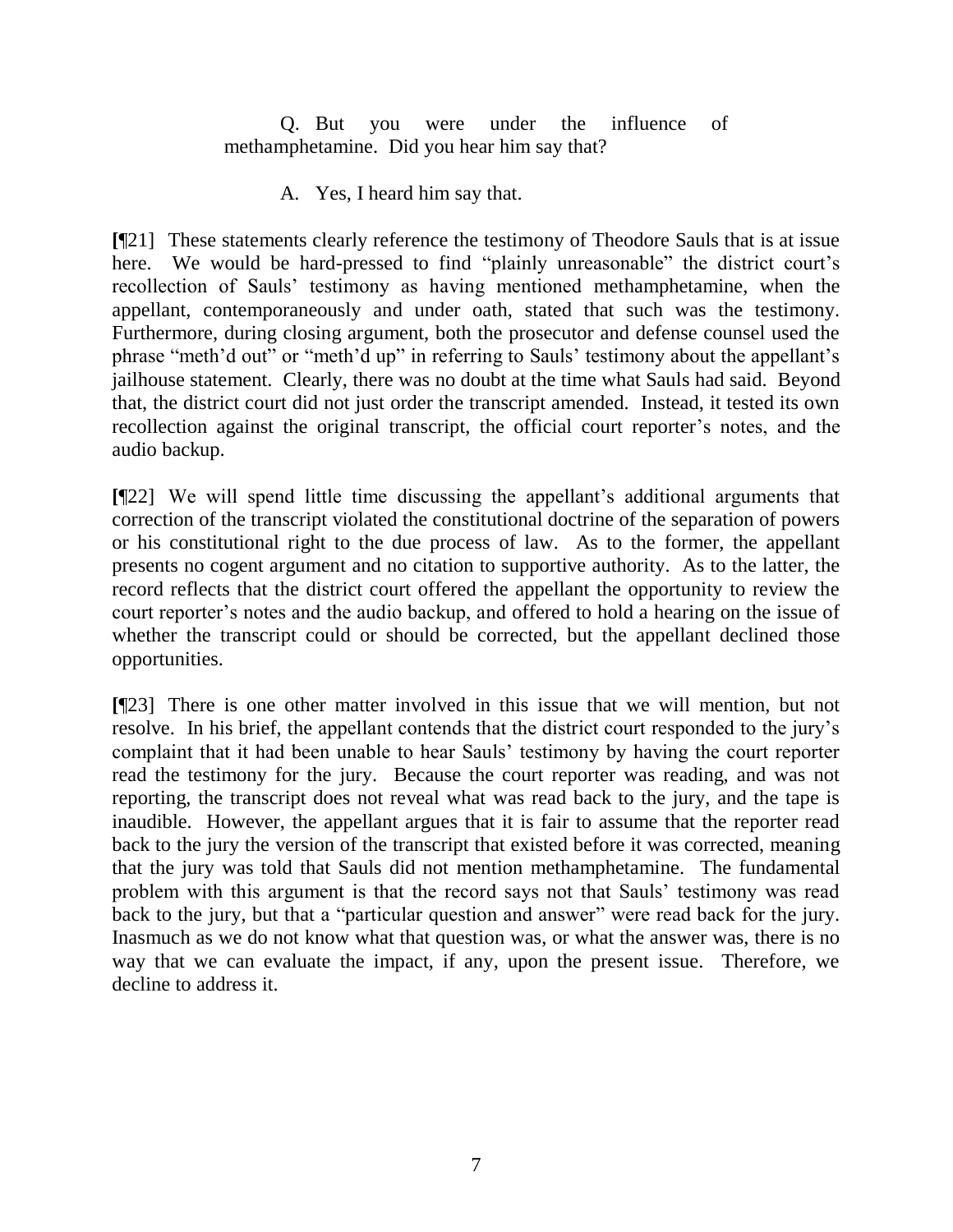> Q. But you were under the influence of methamphetamine. Did you hear him say that?
>
> A. Yes, I heard him say that.

**[**¶21] These statements clearly reference the testimony of Theodore Sauls that is at issue here. We would be hard-pressed to find "plainly unreasonable" the district court's recollection of Sauls' testimony as having mentioned methamphetamine, when the appellant, contemporaneously and under oath, stated that such was the testimony. Furthermore, during closing argument, both the prosecutor and defense counsel used the phrase "meth'd out" or "meth'd up" in referring to Sauls' testimony about the appellant's jailhouse statement. Clearly, there was no doubt at the time what Sauls had said. Beyond that, the district court did not just order the transcript amended. Instead, it tested its own recollection against the original transcript, the official court reporter's notes, and the audio backup.

**[**¶22] We will spend little time discussing the appellant's additional arguments that correction of the transcript violated the constitutional doctrine of the separation of powers or his constitutional right to the due process of law. As to the former, the appellant presents no cogent argument and no citation to supportive authority. As to the latter, the record reflects that the district court offered the appellant the opportunity to review the court reporter's notes and the audio backup, and offered to hold a hearing on the issue of whether the transcript could or should be corrected, but the appellant declined those opportunities.

**[**¶23] There is one other matter involved in this issue that we will mention, but not resolve. In his brief, the appellant contends that the district court responded to the jury's complaint that it had been unable to hear Sauls' testimony by having the court reporter read the testimony for the jury. Because the court reporter was reading, and was not reporting, the transcript does not reveal what was read back to the jury, and the tape is inaudible. However, the appellant argues that it is fair to assume that the reporter read back to the jury the version of the transcript that existed before it was corrected, meaning that the jury was told that Sauls did not mention methamphetamine. The fundamental problem with this argument is that the record says not that Sauls' testimony was read back to the jury, but that a "particular question and answer" were read back for the jury. Inasmuch as we do not know what that question was, or what the answer was, there is no way that we can evaluate the impact, if any, upon the present issue. Therefore, we decline to address it.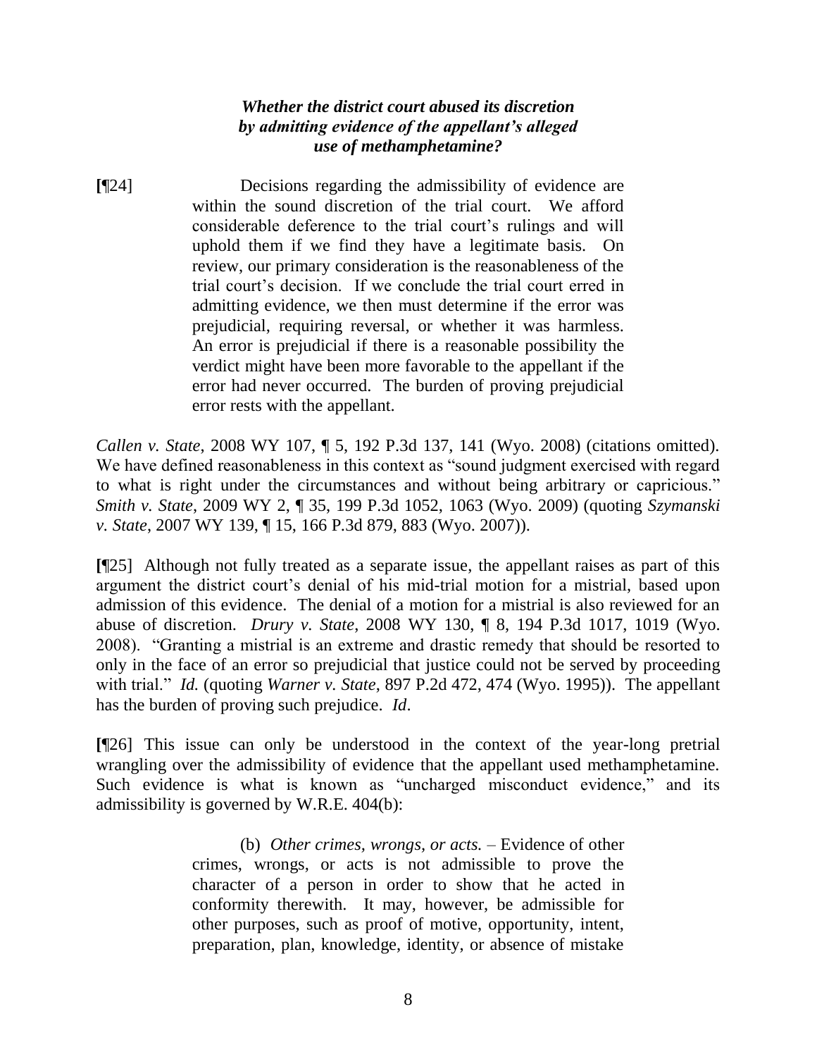***Whether the district court abused its discretion by admitting evidence of the appellant's alleged use of methamphetamine?***

**[**¶24] Decisions regarding the admissibility of evidence are within the sound discretion of the trial court. We afford considerable deference to the trial court's rulings and will uphold them if we find they have a legitimate basis. On review, our primary consideration is the reasonableness of the trial court's decision. If we conclude the trial court erred in admitting evidence, we then must determine if the error was prejudicial, requiring reversal, or whether it was harmless. An error is prejudicial if there is a reasonable possibility the verdict might have been more favorable to the appellant if the error had never occurred. The burden of proving prejudicial error rests with the appellant.

*Callen v. State*, 2008 WY 107, ¶ 5, 192 P.3d 137, 141 (Wyo. 2008) (citations omitted). We have defined reasonableness in this context as "sound judgment exercised with regard to what is right under the circumstances and without being arbitrary or capricious." *Smith v. State*, 2009 WY 2, ¶ 35, 199 P.3d 1052, 1063 (Wyo. 2009) (quoting *Szymanski v. State*, 2007 WY 139, ¶ 15, 166 P.3d 879, 883 (Wyo. 2007)).

**[**¶25] Although not fully treated as a separate issue, the appellant raises as part of this argument the district court's denial of his mid-trial motion for a mistrial, based upon admission of this evidence. The denial of a motion for a mistrial is also reviewed for an abuse of discretion. *Drury v. State*, 2008 WY 130, ¶ 8, 194 P.3d 1017, 1019 (Wyo. 2008). "Granting a mistrial is an extreme and drastic remedy that should be resorted to only in the face of an error so prejudicial that justice could not be served by proceeding with trial." *Id.* (quoting *Warner v. State*, 897 P.2d 472, 474 (Wyo. 1995)). The appellant has the burden of proving such prejudice. *Id*.

**[**¶26] This issue can only be understood in the context of the year-long pretrial wrangling over the admissibility of evidence that the appellant used methamphetamine. Such evidence is what is known as "uncharged misconduct evidence," and its admissibility is governed by W.R.E. 404(b):

> (b) *Other crimes, wrongs, or acts.* – Evidence of other crimes, wrongs, or acts is not admissible to prove the character of a person in order to show that he acted in conformity therewith. It may, however, be admissible for other purposes, such as proof of motive, opportunity, intent, preparation, plan, knowledge, identity, or absence of mistake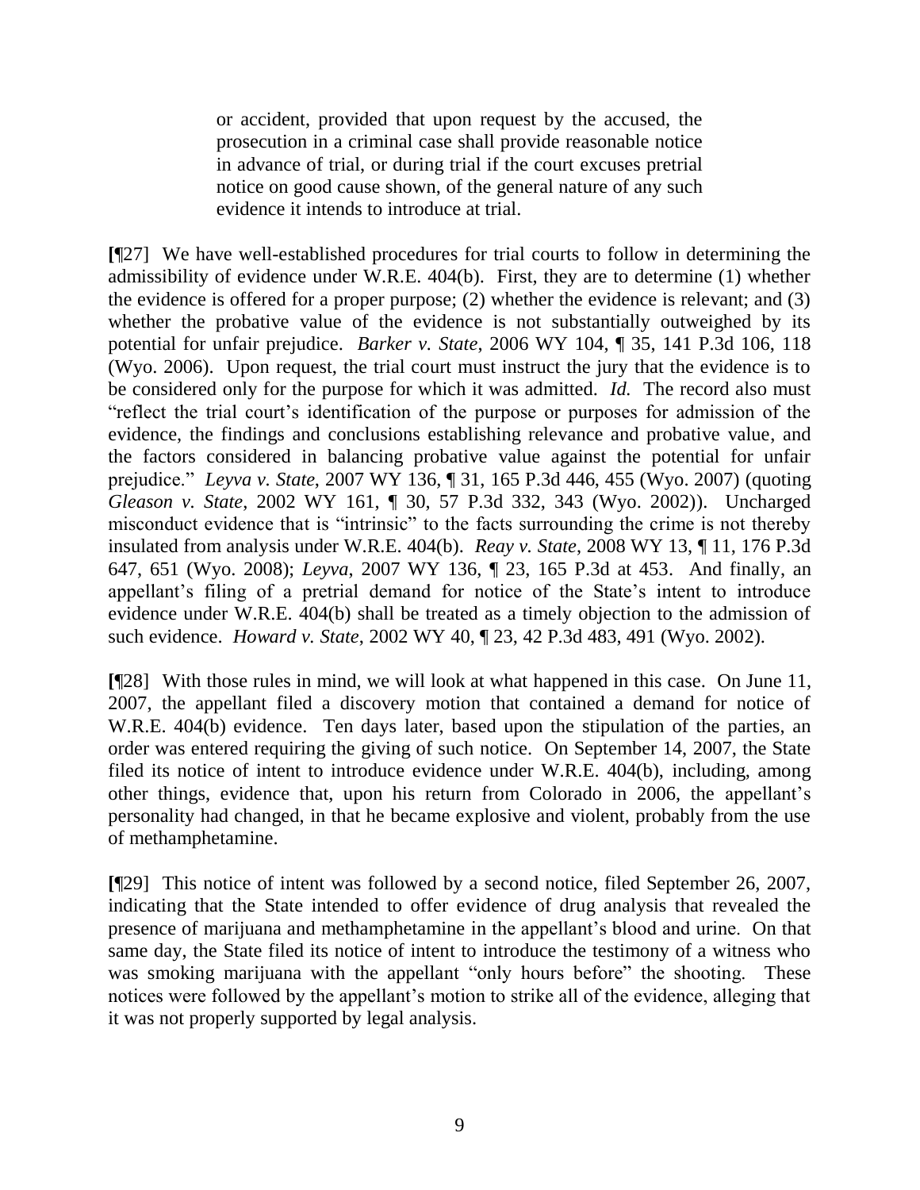> or accident, provided that upon request by the accused, the prosecution in a criminal case shall provide reasonable notice in advance of trial, or during trial if the court excuses pretrial notice on good cause shown, of the general nature of any such evidence it intends to introduce at trial.

**[**¶27] We have well-established procedures for trial courts to follow in determining the admissibility of evidence under W.R.E. 404(b). First, they are to determine (1) whether the evidence is offered for a proper purpose; (2) whether the evidence is relevant; and (3) whether the probative value of the evidence is not substantially outweighed by its potential for unfair prejudice. *Barker v. State*, 2006 WY 104, ¶ 35, 141 P.3d 106, 118 (Wyo. 2006). Upon request, the trial court must instruct the jury that the evidence is to be considered only for the purpose for which it was admitted. *Id.* The record also must "reflect the trial court's identification of the purpose or purposes for admission of the evidence, the findings and conclusions establishing relevance and probative value, and the factors considered in balancing probative value against the potential for unfair prejudice." *Leyva v. State*, 2007 WY 136, ¶ 31, 165 P.3d 446, 455 (Wyo. 2007) (quoting *Gleason v. State*, 2002 WY 161, ¶ 30, 57 P.3d 332, 343 (Wyo. 2002)). Uncharged misconduct evidence that is "intrinsic" to the facts surrounding the crime is not thereby insulated from analysis under W.R.E. 404(b). *Reay v. State*, 2008 WY 13, ¶ 11, 176 P.3d 647, 651 (Wyo. 2008); *Leyva*, 2007 WY 136, ¶ 23, 165 P.3d at 453. And finally, an appellant's filing of a pretrial demand for notice of the State's intent to introduce evidence under W.R.E. 404(b) shall be treated as a timely objection to the admission of such evidence. *Howard v. State*, 2002 WY 40, ¶ 23, 42 P.3d 483, 491 (Wyo. 2002).

**[**¶28] With those rules in mind, we will look at what happened in this case. On June 11, 2007, the appellant filed a discovery motion that contained a demand for notice of W.R.E. 404(b) evidence. Ten days later, based upon the stipulation of the parties, an order was entered requiring the giving of such notice. On September 14, 2007, the State filed its notice of intent to introduce evidence under W.R.E. 404(b), including, among other things, evidence that, upon his return from Colorado in 2006, the appellant's personality had changed, in that he became explosive and violent, probably from the use of methamphetamine.

**[**¶29] This notice of intent was followed by a second notice, filed September 26, 2007, indicating that the State intended to offer evidence of drug analysis that revealed the presence of marijuana and methamphetamine in the appellant's blood and urine. On that same day, the State filed its notice of intent to introduce the testimony of a witness who was smoking marijuana with the appellant "only hours before" the shooting. These notices were followed by the appellant's motion to strike all of the evidence, alleging that it was not properly supported by legal analysis.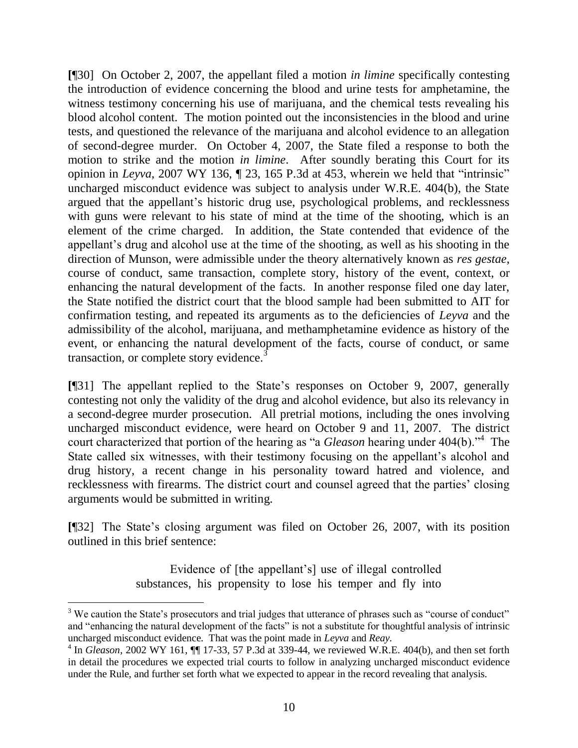**[¶30]** On October 2, 2007, the appellant filed a motion *in limine* specifically contesting the introduction of evidence concerning the blood and urine tests for amphetamine, the witness testimony concerning his use of marijuana, and the chemical tests revealing his blood alcohol content. The motion pointed out the inconsistencies in the blood and urine tests, and questioned the relevance of the marijuana and alcohol evidence to an allegation of second-degree murder. On October 4, 2007, the State filed a response to both the motion to strike and the motion *in limine*. After soundly berating this Court for its opinion in *Leyva*, 2007 WY 136, ¶ 23, 165 P.3d at 453, wherein we held that "intrinsic" uncharged misconduct evidence was subject to analysis under W.R.E. 404(b), the State argued that the appellant's historic drug use, psychological problems, and recklessness with guns were relevant to his state of mind at the time of the shooting, which is an element of the crime charged. In addition, the State contended that evidence of the appellant's drug and alcohol use at the time of the shooting, as well as his shooting in the direction of Munson, were admissible under the theory alternatively known as *res gestae*, course of conduct, same transaction, complete story, history of the event, context, or enhancing the natural development of the facts. In another response filed one day later, the State notified the district court that the blood sample had been submitted to AIT for confirmation testing, and repeated its arguments as to the deficiencies of *Leyva* and the admissibility of the alcohol, marijuana, and methamphetamine evidence as history of the event, or enhancing the natural development of the facts, course of conduct, or same transaction, or complete story evidence.[3]

**[¶31]** The appellant replied to the State's responses on October 9, 2007, generally contesting not only the validity of the drug and alcohol evidence, but also its relevancy in a second-degree murder prosecution. All pretrial motions, including the ones involving uncharged misconduct evidence, were heard on October 9 and 11, 2007. The district court characterized that portion of the hearing as "a *Gleason* hearing under 404(b)."[4] The State called six witnesses, with their testimony focusing on the appellant's alcohol and drug history, a recent change in his personality toward hatred and violence, and recklessness with firearms. The district court and counsel agreed that the parties' closing arguments would be submitted in writing.

**[¶32]** The State's closing argument was filed on October 26, 2007, with its position outlined in this brief sentence:

> Evidence of [the appellant's] use of illegal controlled substances, his propensity to lose his temper and fly into

---

[3] We caution the State's prosecutors and trial judges that utterance of phrases such as "course of conduct" and "enhancing the natural development of the facts" is not a substitute for thoughtful analysis of intrinsic uncharged misconduct evidence. That was the point made in *Leyva* and *Reay*.

[4] In *Gleason*, 2002 WY 161, ¶¶ 17-33, 57 P.3d at 339-44, we reviewed W.R.E. 404(b), and then set forth in detail the procedures we expected trial courts to follow in analyzing uncharged misconduct evidence under the Rule, and further set forth what we expected to appear in the record revealing that analysis.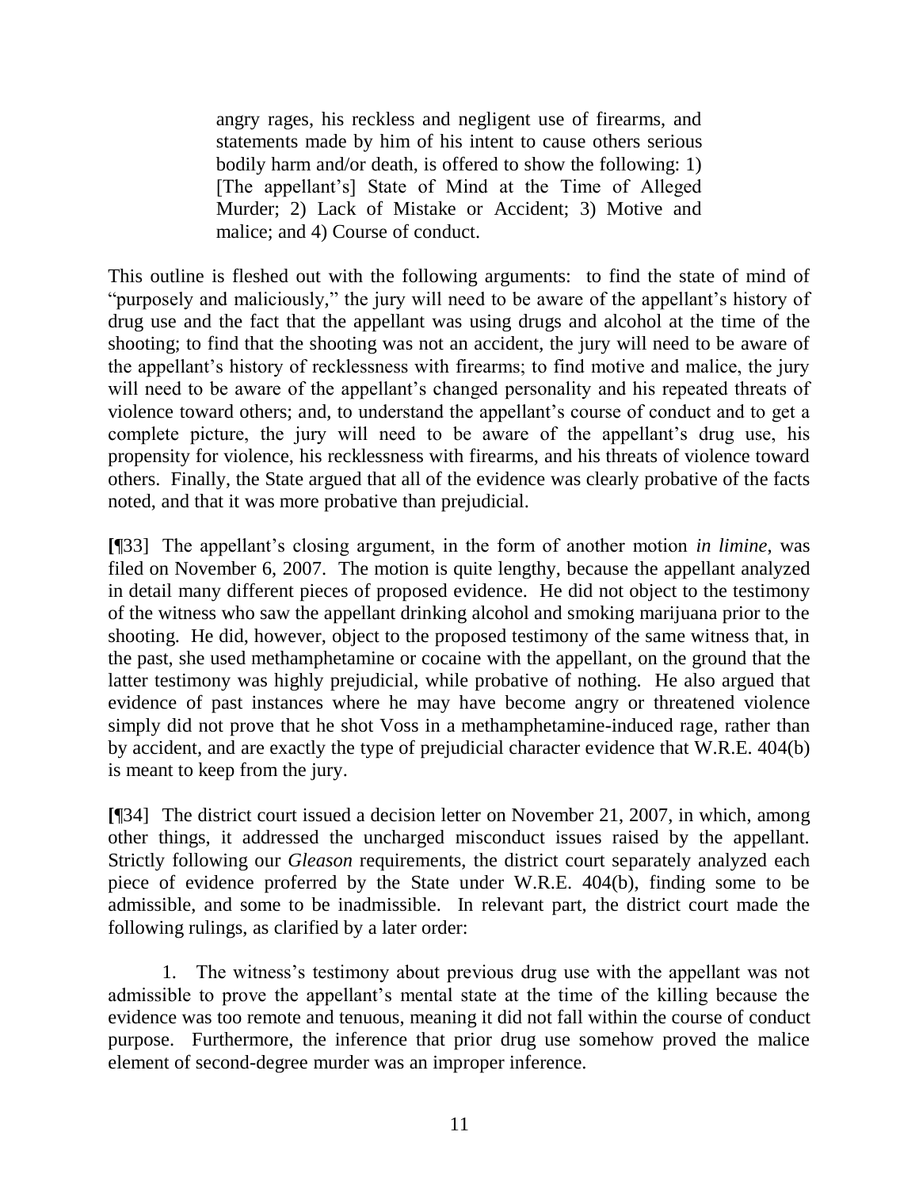> angry rages, his reckless and negligent use of firearms, and statements made by him of his intent to cause others serious bodily harm and/or death, is offered to show the following: 1) [The appellant's] State of Mind at the Time of Alleged Murder; 2) Lack of Mistake or Accident; 3) Motive and malice; and 4) Course of conduct.

This outline is fleshed out with the following arguments: to find the state of mind of "purposely and maliciously," the jury will need to be aware of the appellant's history of drug use and the fact that the appellant was using drugs and alcohol at the time of the shooting; to find that the shooting was not an accident, the jury will need to be aware of the appellant's history of recklessness with firearms; to find motive and malice, the jury will need to be aware of the appellant's changed personality and his repeated threats of violence toward others; and, to understand the appellant's course of conduct and to get a complete picture, the jury will need to be aware of the appellant's drug use, his propensity for violence, his recklessness with firearms, and his threats of violence toward others. Finally, the State argued that all of the evidence was clearly probative of the facts noted, and that it was more probative than prejudicial.

**[**¶33] The appellant's closing argument, in the form of another motion *in limine*, was filed on November 6, 2007. The motion is quite lengthy, because the appellant analyzed in detail many different pieces of proposed evidence. He did not object to the testimony of the witness who saw the appellant drinking alcohol and smoking marijuana prior to the shooting. He did, however, object to the proposed testimony of the same witness that, in the past, she used methamphetamine or cocaine with the appellant, on the ground that the latter testimony was highly prejudicial, while probative of nothing. He also argued that evidence of past instances where he may have become angry or threatened violence simply did not prove that he shot Voss in a methamphetamine-induced rage, rather than by accident, and are exactly the type of prejudicial character evidence that W.R.E. 404(b) is meant to keep from the jury.

**[**¶34] The district court issued a decision letter on November 21, 2007, in which, among other things, it addressed the uncharged misconduct issues raised by the appellant. Strictly following our *Gleason* requirements, the district court separately analyzed each piece of evidence proferred by the State under W.R.E. 404(b), finding some to be admissible, and some to be inadmissible. In relevant part, the district court made the following rulings, as clarified by a later order:

1. The witness's testimony about previous drug use with the appellant was not admissible to prove the appellant's mental state at the time of the killing because the evidence was too remote and tenuous, meaning it did not fall within the course of conduct purpose. Furthermore, the inference that prior drug use somehow proved the malice element of second-degree murder was an improper inference.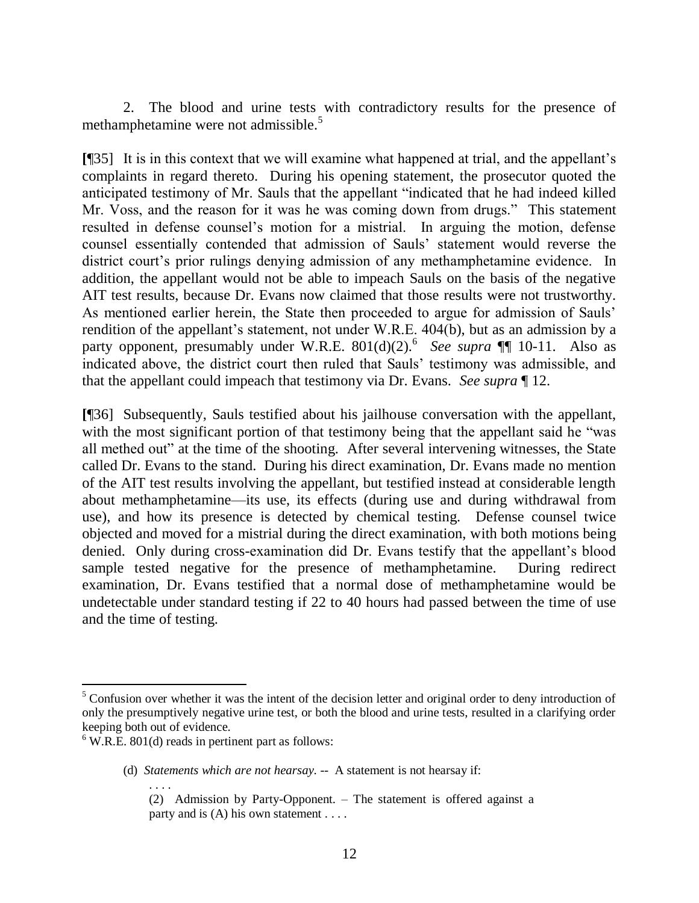2. The blood and urine tests with contradictory results for the presence of methamphetamine were not admissible.[5]

**[**¶35] It is in this context that we will examine what happened at trial, and the appellant's complaints in regard thereto. During his opening statement, the prosecutor quoted the anticipated testimony of Mr. Sauls that the appellant "indicated that he had indeed killed Mr. Voss, and the reason for it was he was coming down from drugs." This statement resulted in defense counsel's motion for a mistrial. In arguing the motion, defense counsel essentially contended that admission of Sauls' statement would reverse the district court's prior rulings denying admission of any methamphetamine evidence. In addition, the appellant would not be able to impeach Sauls on the basis of the negative AIT test results, because Dr. Evans now claimed that those results were not trustworthy. As mentioned earlier herein, the State then proceeded to argue for admission of Sauls' rendition of the appellant's statement, not under W.R.E. 404(b), but as an admission by a party opponent, presumably under W.R.E. 801(d)(2).[6] *See supra* ¶¶ 10-11. Also as indicated above, the district court then ruled that Sauls' testimony was admissible, and that the appellant could impeach that testimony via Dr. Evans. *See supra* ¶ 12.

**[**¶36] Subsequently, Sauls testified about his jailhouse conversation with the appellant, with the most significant portion of that testimony being that the appellant said he "was all methed out" at the time of the shooting. After several intervening witnesses, the State called Dr. Evans to the stand. During his direct examination, Dr. Evans made no mention of the AIT test results involving the appellant, but testified instead at considerable length about methamphetamine—its use, its effects (during use and during withdrawal from use), and how its presence is detected by chemical testing. Defense counsel twice objected and moved for a mistrial during the direct examination, with both motions being denied. Only during cross-examination did Dr. Evans testify that the appellant's blood sample tested negative for the presence of methamphetamine. During redirect examination, Dr. Evans testified that a normal dose of methamphetamine would be undetectable under standard testing if 22 to 40 hours had passed between the time of use and the time of testing.

---

[5] Confusion over whether it was the intent of the decision letter and original order to deny introduction of only the presumptively negative urine test, or both the blood and urine tests, resulted in a clarifying order keeping both out of evidence.

[6] W.R.E. 801(d) reads in pertinent part as follows:

> (d) *Statements which are not hearsay.* -- A statement is not hearsay if:
>
> . . . .
>
> (2) Admission by Party-Opponent. – The statement is offered against a party and is (A) his own statement . . . .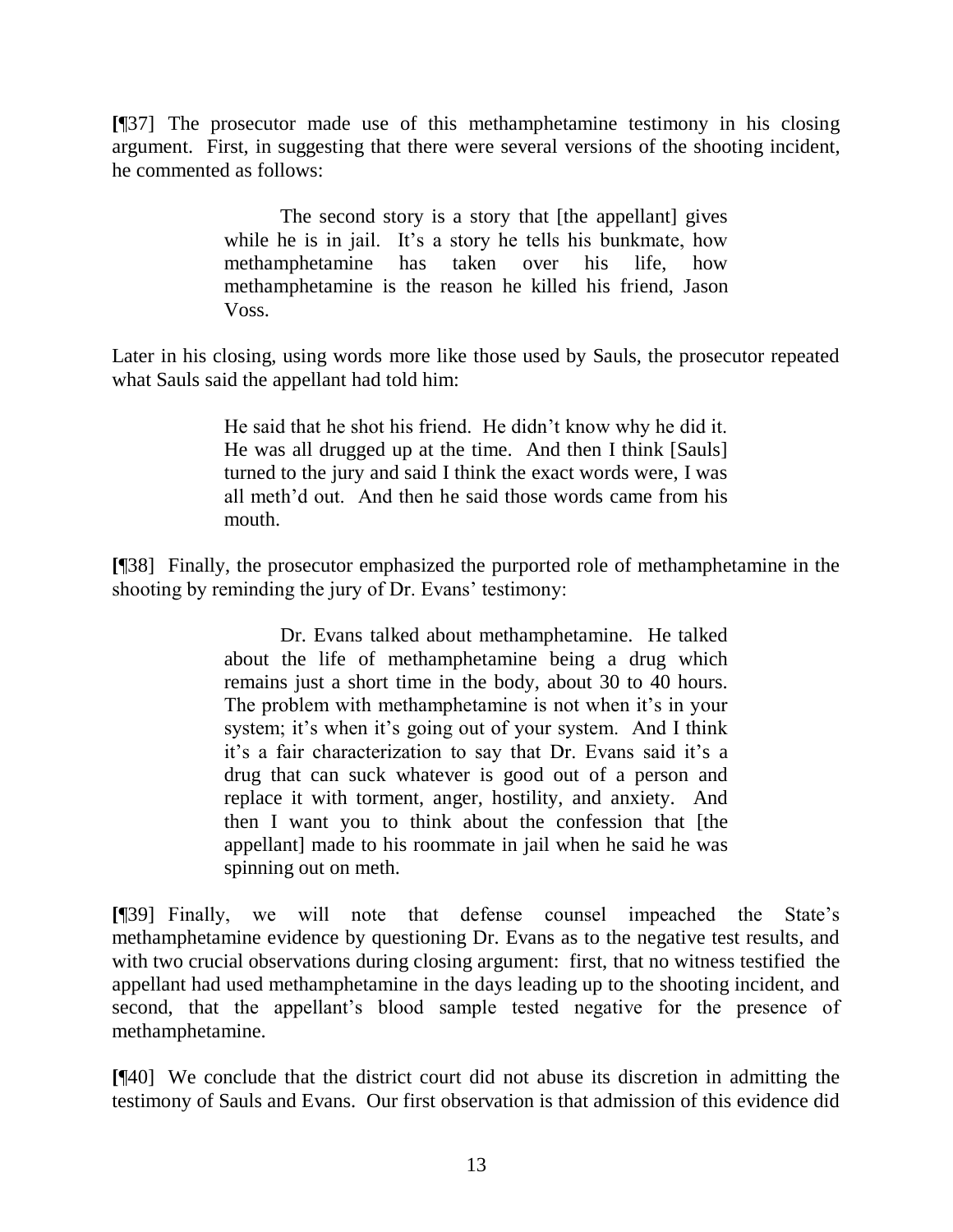**[**¶37] The prosecutor made use of this methamphetamine testimony in his closing argument. First, in suggesting that there were several versions of the shooting incident, he commented as follows:

> The second story is a story that [the appellant] gives while he is in jail. It's a story he tells his bunkmate, how methamphetamine has taken over his life, how methamphetamine is the reason he killed his friend, Jason Voss.

Later in his closing, using words more like those used by Sauls, the prosecutor repeated what Sauls said the appellant had told him:

> He said that he shot his friend. He didn't know why he did it. He was all drugged up at the time. And then I think [Sauls] turned to the jury and said I think the exact words were, I was all meth'd out. And then he said those words came from his mouth.

**[**¶38] Finally, the prosecutor emphasized the purported role of methamphetamine in the shooting by reminding the jury of Dr. Evans' testimony:

> Dr. Evans talked about methamphetamine. He talked about the life of methamphetamine being a drug which remains just a short time in the body, about 30 to 40 hours. The problem with methamphetamine is not when it's in your system; it's when it's going out of your system. And I think it's a fair characterization to say that Dr. Evans said it's a drug that can suck whatever is good out of a person and replace it with torment, anger, hostility, and anxiety. And then I want you to think about the confession that [the appellant] made to his roommate in jail when he said he was spinning out on meth.

**[**¶39] Finally, we will note that defense counsel impeached the State's methamphetamine evidence by questioning Dr. Evans as to the negative test results, and with two crucial observations during closing argument: first, that no witness testified the appellant had used methamphetamine in the days leading up to the shooting incident, and second, that the appellant's blood sample tested negative for the presence of methamphetamine.

**[**¶40] We conclude that the district court did not abuse its discretion in admitting the testimony of Sauls and Evans. Our first observation is that admission of this evidence did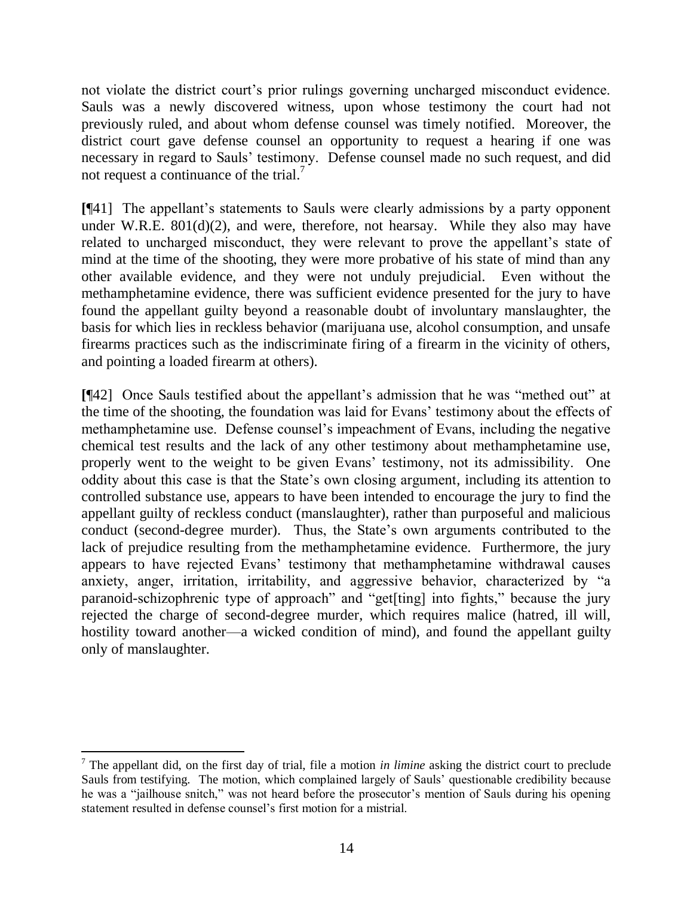not violate the district court's prior rulings governing uncharged misconduct evidence. Sauls was a newly discovered witness, upon whose testimony the court had not previously ruled, and about whom defense counsel was timely notified. Moreover, the district court gave defense counsel an opportunity to request a hearing if one was necessary in regard to Sauls' testimony. Defense counsel made no such request, and did not request a continuance of the trial.[7]

**[**¶41] The appellant's statements to Sauls were clearly admissions by a party opponent under W.R.E. 801(d)(2), and were, therefore, not hearsay. While they also may have related to uncharged misconduct, they were relevant to prove the appellant's state of mind at the time of the shooting, they were more probative of his state of mind than any other available evidence, and they were not unduly prejudicial. Even without the methamphetamine evidence, there was sufficient evidence presented for the jury to have found the appellant guilty beyond a reasonable doubt of involuntary manslaughter, the basis for which lies in reckless behavior (marijuana use, alcohol consumption, and unsafe firearms practices such as the indiscriminate firing of a firearm in the vicinity of others, and pointing a loaded firearm at others).

**[**¶42] Once Sauls testified about the appellant's admission that he was "methed out" at the time of the shooting, the foundation was laid for Evans' testimony about the effects of methamphetamine use. Defense counsel's impeachment of Evans, including the negative chemical test results and the lack of any other testimony about methamphetamine use, properly went to the weight to be given Evans' testimony, not its admissibility. One oddity about this case is that the State's own closing argument, including its attention to controlled substance use, appears to have been intended to encourage the jury to find the appellant guilty of reckless conduct (manslaughter), rather than purposeful and malicious conduct (second-degree murder). Thus, the State's own arguments contributed to the lack of prejudice resulting from the methamphetamine evidence. Furthermore, the jury appears to have rejected Evans' testimony that methamphetamine withdrawal causes anxiety, anger, irritation, irritability, and aggressive behavior, characterized by "a paranoid-schizophrenic type of approach" and "get[ting] into fights," because the jury rejected the charge of second-degree murder, which requires malice (hatred, ill will, hostility toward another—a wicked condition of mind), and found the appellant guilty only of manslaughter.

---

[7] The appellant did, on the first day of trial, file a motion *in limine* asking the district court to preclude Sauls from testifying. The motion, which complained largely of Sauls' questionable credibility because he was a "jailhouse snitch," was not heard before the prosecutor's mention of Sauls during his opening statement resulted in defense counsel's first motion for a mistrial.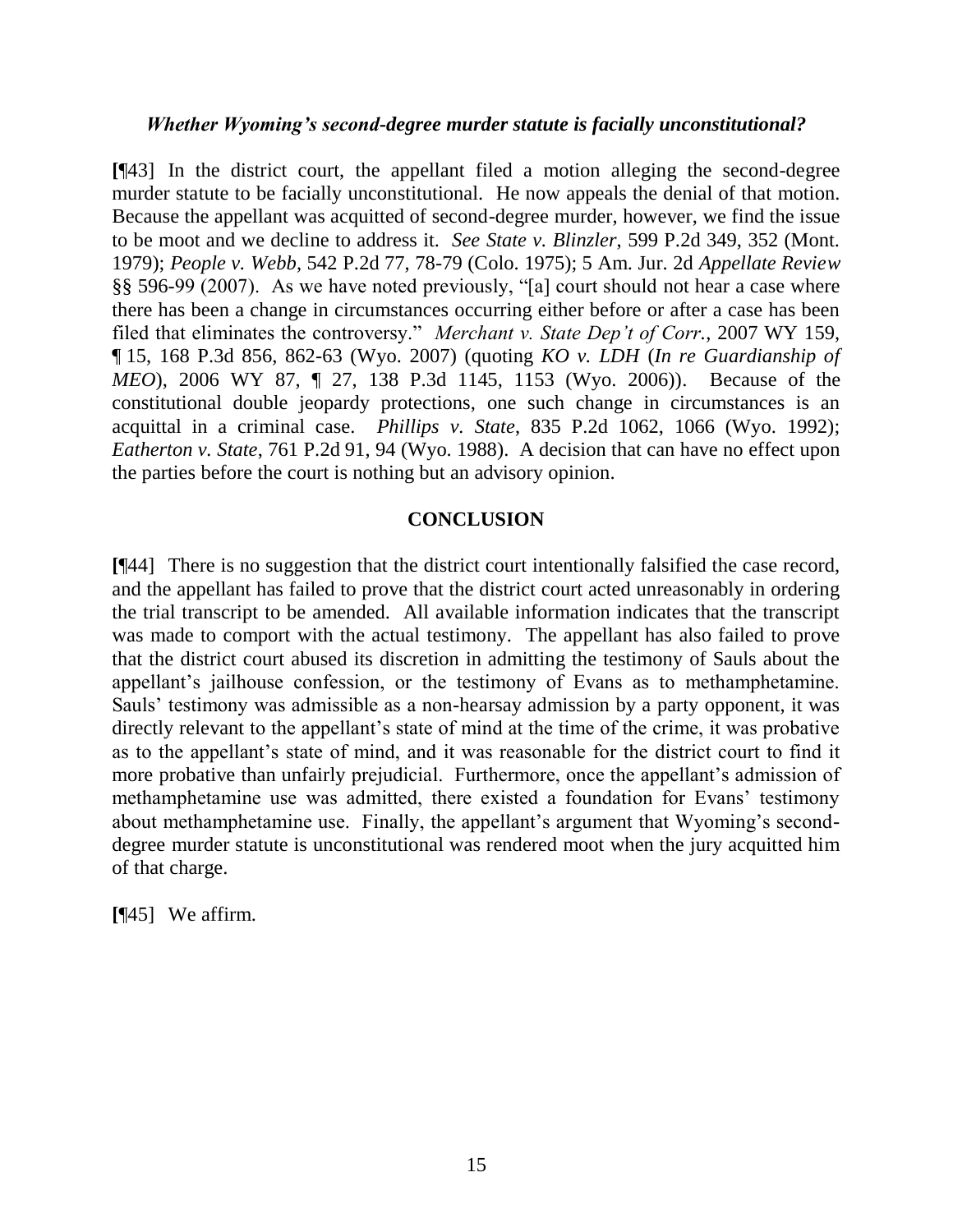### *Whether Wyoming's second-degree murder statute is facially unconstitutional?*

**[**¶43] In the district court, the appellant filed a motion alleging the second-degree murder statute to be facially unconstitutional. He now appeals the denial of that motion. Because the appellant was acquitted of second-degree murder, however, we find the issue to be moot and we decline to address it. *See State v. Blinzler*, 599 P.2d 349, 352 (Mont. 1979); *People v. Webb*, 542 P.2d 77, 78-79 (Colo. 1975); 5 Am. Jur. 2d *Appellate Review* §§ 596-99 (2007). As we have noted previously, "[a] court should not hear a case where there has been a change in circumstances occurring either before or after a case has been filed that eliminates the controversy." *Merchant v. State Dep't of Corr.*, 2007 WY 159, ¶ 15, 168 P.3d 856, 862-63 (Wyo. 2007) (quoting *KO v. LDH* (*In re Guardianship of MEO*), 2006 WY 87, ¶ 27, 138 P.3d 1145, 1153 (Wyo. 2006)). Because of the constitutional double jeopardy protections, one such change in circumstances is an acquittal in a criminal case. *Phillips v. State*, 835 P.2d 1062, 1066 (Wyo. 1992); *Eatherton v. State*, 761 P.2d 91, 94 (Wyo. 1988). A decision that can have no effect upon the parties before the court is nothing but an advisory opinion.

## CONCLUSION

**[**¶44] There is no suggestion that the district court intentionally falsified the case record, and the appellant has failed to prove that the district court acted unreasonably in ordering the trial transcript to be amended. All available information indicates that the transcript was made to comport with the actual testimony. The appellant has also failed to prove that the district court abused its discretion in admitting the testimony of Sauls about the appellant's jailhouse confession, or the testimony of Evans as to methamphetamine. Sauls' testimony was admissible as a non-hearsay admission by a party opponent, it was directly relevant to the appellant's state of mind at the time of the crime, it was probative as to the appellant's state of mind, and it was reasonable for the district court to find it more probative than unfairly prejudicial. Furthermore, once the appellant's admission of methamphetamine use was admitted, there existed a foundation for Evans' testimony about methamphetamine use. Finally, the appellant's argument that Wyoming's second-degree murder statute is unconstitutional was rendered moot when the jury acquitted him of that charge.

**[**¶45] We affirm.